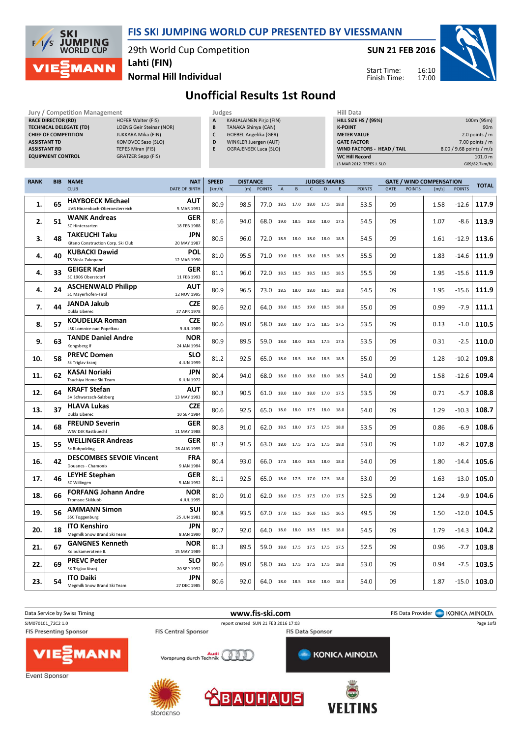# FIS SKI JUMPING WORLD CUP PRESENTED BY VIESSMANN

29th World Cup Competition
Lahti (FIN)
Normal Hill Individual

SUN 21 FEB 2016

Start Time: 16:10
Finish Time: 17:00

## Unofficial Results 1st Round

| Jury / Competition Management | |
|---|---|
| RACE DIRECTOR (RD) | HOFER Walter (FIS) |
| TECHNICAL DELEGATE (TD) | LOENG Geir Steinar (NOR) |
| CHIEF OF COMPETITION | JUKKARA Mika (FIN) |
| ASSISTANT TD | KOMOVEC Saso (SLO) |
| ASSISTANT RD | TEPES Miran (FIS) |
| EQUIPMENT CONTROL | GRATZER Sepp (FIS) |

| Judges | |
|---|---|
| A | KARJALAINEN Pirjo (FIN) |
| B | TANAKA Shinya (CAN) |
| C | GOEBEL Angelika (GER) |
| D | WINKLER Juergen (AUT) |
| E | OGRAJENSEK Luca (SLO) |

| Hill Data | |
|---|---|
| HILL SIZE HS / (95%) | 100m (95m) |
| K-POINT | 90m |
| METER VALUE | 2.0 points / m |
| GATE FACTOR | 7.00 points / m |
| WIND FACTORS - HEAD / TAIL | 8.00 / 9.68 points / m/s |
| WC Hill Record | 101.0 m |
| (3 MAR 2012 TEPES J. SLO | G09/82.7km/h) |

| RANK | BIB | NAME / CLUB | NAT / DATE OF BIRTH | SPEED [km/h] | DISTANCE [m] | DISTANCE POINTS | A | B | C | D | E | JUDGES POINTS | GATE | GATE POINTS | WIND [m/s] | WIND POINTS | TOTAL |
|---|---|---|---|---|---|---|---|---|---|---|---|---|---|---|---|---|---|
| 1. | 65 | HAYBOECK Michael / UVB Hinzenbach-Oberoesterreich | AUT / 5 MAR 1991 | 80.9 | 98.5 | 77.0 | 18.5 | 17.0 | 18.0 | 17.5 | 18.0 | 53.5 | 09 | | 1.58 | -12.6 | 117.9 |
| 2. | 51 | WANK Andreas / SC Hinterzarten | GER / 18 FEB 1988 | 81.6 | 94.0 | 68.0 | 19.0 | 18.5 | 18.0 | 18.0 | 17.5 | 54.5 | 09 | | 1.07 | -8.6 | 113.9 |
| 3. | 48 | TAKEUCHI Taku / Kitano Construction Corp. Ski Club | JPN / 20 MAY 1987 | 80.5 | 96.0 | 72.0 | 18.5 | 18.0 | 18.0 | 18.0 | 18.5 | 54.5 | 09 | | 1.61 | -12.9 | 113.6 |
| 4. | 40 | KUBACKI Dawid / TS Wisla Zakopane | POL / 12 MAR 1990 | 81.0 | 95.5 | 71.0 | 19.0 | 18.5 | 18.0 | 18.5 | 18.5 | 55.5 | 09 | | 1.83 | -14.6 | 111.9 |
| 4. | 33 | GEIGER Karl / SC 1906 Oberstdorf | GER / 11 FEB 1993 | 81.1 | 96.0 | 72.0 | 18.5 | 18.5 | 18.5 | 18.5 | 18.5 | 55.5 | 09 | | 1.95 | -15.6 | 111.9 |
| 4. | 24 | ASCHENWALD Philipp / SC Mayerhofen-Tirol | AUT / 12 NOV 1995 | 80.9 | 96.5 | 73.0 | 18.5 | 18.0 | 18.0 | 18.5 | 18.0 | 54.5 | 09 | | 1.95 | -15.6 | 111.9 |
| 7. | 44 | JANDA Jakub / Dukla Liberec | CZE / 27 APR 1978 | 80.6 | 92.0 | 64.0 | 18.0 | 18.5 | 19.0 | 18.5 | 18.0 | 55.0 | 09 | | 0.99 | -7.9 | 111.1 |
| 8. | 57 | KOUDELKA Roman / LSK Lomnice nad Popelkou | CZE / 9 JUL 1989 | 80.6 | 89.0 | 58.0 | 18.0 | 18.0 | 17.5 | 18.5 | 17.5 | 53.5 | 09 | | 0.13 | -1.0 | 110.5 |
| 9. | 63 | TANDE Daniel Andre / Kongsberg If | NOR / 24 JAN 1994 | 80.9 | 89.5 | 59.0 | 18.0 | 18.0 | 18.5 | 17.5 | 17.5 | 53.5 | 09 | | 0.31 | -2.5 | 110.0 |
| 10. | 58 | PREVC Domen / Sk Triglav kranj | SLO / 4 JUN 1999 | 81.2 | 92.5 | 65.0 | 18.0 | 18.5 | 18.0 | 18.5 | 18.5 | 55.0 | 09 | | 1.28 | -10.2 | 109.8 |
| 11. | 62 | KASAI Noriaki / Tsuchiya Home Ski Team | JPN / 6 JUN 1972 | 80.4 | 94.0 | 68.0 | 18.0 | 18.0 | 18.0 | 18.0 | 18.5 | 54.0 | 09 | | 1.58 | -12.6 | 109.4 |
| 12. | 64 | KRAFT Stefan / SV Schwarzach-Salzburg | AUT / 13 MAY 1993 | 80.3 | 90.5 | 61.0 | 18.0 | 18.0 | 18.0 | 17.0 | 17.5 | 53.5 | 09 | | 0.71 | -5.7 | 108.8 |
| 13. | 37 | HLAVA Lukas / Dukla Liberec | CZE / 10 SEP 1984 | 80.6 | 92.5 | 65.0 | 18.0 | 18.0 | 17.5 | 18.0 | 18.0 | 54.0 | 09 | | 1.29 | -10.3 | 108.7 |
| 14. | 68 | FREUND Severin / WSV DJK Rastbuechl | GER / 11 MAY 1988 | 80.8 | 91.0 | 62.0 | 18.5 | 18.0 | 17.5 | 17.5 | 18.0 | 53.5 | 09 | | 0.86 | -6.9 | 108.6 |
| 15. | 55 | WELLINGER Andreas / Sc Ruhpolding | GER / 28 AUG 1995 | 81.3 | 91.5 | 63.0 | 18.0 | 17.5 | 17.5 | 17.5 | 18.0 | 53.0 | 09 | | 1.02 | -8.2 | 107.8 |
| 16. | 42 | DESCOMBES SEVOIE Vincent / Douanes - Chamonix | FRA / 9 JAN 1984 | 80.4 | 93.0 | 66.0 | 17.5 | 18.0 | 18.5 | 18.0 | 18.0 | 54.0 | 09 | | 1.80 | -14.4 | 105.6 |
| 17. | 46 | LEYHE Stephan / SC Willingen | GER / 5 JAN 1992 | 81.1 | 92.5 | 65.0 | 18.0 | 17.5 | 17.0 | 17.5 | 18.0 | 53.0 | 09 | | 1.63 | -13.0 | 105.0 |
| 18. | 66 | FORFANG Johann Andre / Tromsoe Skiklubb | NOR / 4 JUL 1995 | 81.0 | 91.0 | 62.0 | 18.0 | 17.5 | 17.5 | 17.0 | 17.5 | 52.5 | 09 | | 1.24 | -9.9 | 104.6 |
| 19. | 56 | AMMANN Simon / SSC Toggenburg | SUI / 25 JUN 1981 | 80.8 | 93.5 | 67.0 | 17.0 | 16.5 | 16.0 | 16.5 | 16.5 | 49.5 | 09 | | 1.50 | -12.0 | 104.5 |
| 20. | 18 | ITO Kenshiro / Megmilk Snow Brand Ski Team | JPN / 8 JAN 1990 | 80.7 | 92.0 | 64.0 | 18.0 | 18.0 | 18.5 | 18.5 | 18.0 | 54.5 | 09 | | 1.79 | -14.3 | 104.2 |
| 21. | 67 | GANGNES Kenneth / Kolbukameratene IL | NOR / 15 MAY 1989 | 81.3 | 89.5 | 59.0 | 18.0 | 17.5 | 17.5 | 17.5 | 17.5 | 52.5 | 09 | | 0.96 | -7.7 | 103.8 |
| 22. | 69 | PREVC Peter / SK Triglav Kranj | SLO / 20 SEP 1992 | 80.6 | 89.0 | 58.0 | 18.5 | 17.5 | 17.5 | 17.5 | 18.0 | 53.0 | 09 | | 0.94 | -7.5 | 103.5 |
| 23. | 54 | ITO Daiki / Megmilk Snow Brand Ski Team | JPN / 27 DEC 1985 | 80.6 | 92.0 | 64.0 | 18.0 | 18.5 | 18.0 | 18.0 | 18.0 | 54.0 | 09 | | 1.87 | -15.0 | 103.0 |

Data Service by Swiss Timing | www.fis-ski.com | FIS Data Provider KONICA MINOLTA

SJM070101_72C2 1.0 | report created SUN 21 FEB 2016 17:03

FIS Presenting Sponsor: VIESSMANN | FIS Central Sponsor: Audi | FIS Data Sponsor: KONICA MINOLTA

Event Sponsor: storaenso, BAUHAUS, VELTINS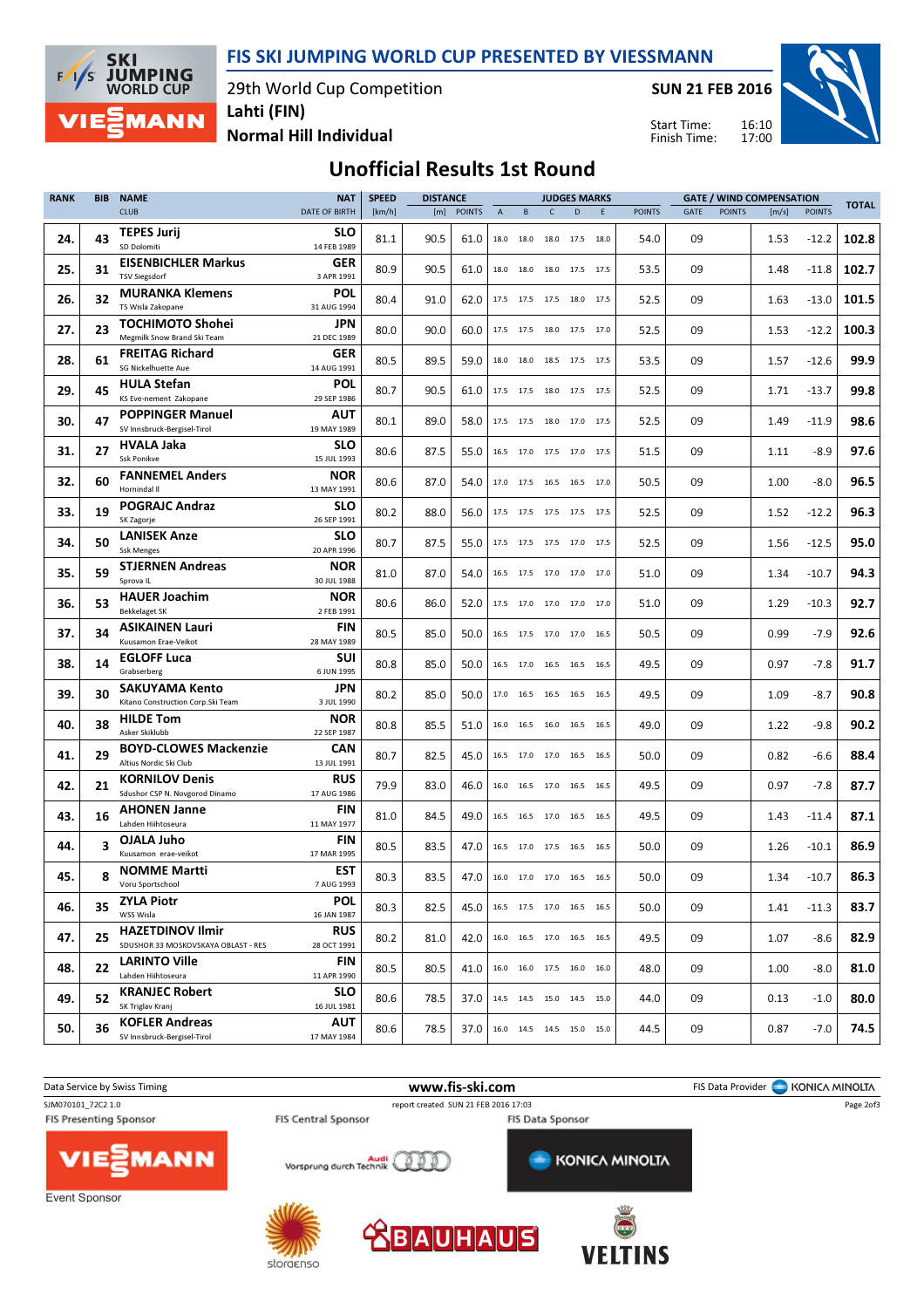# FIS SKI JUMPING WORLD CUP PRESENTED BY VIESSMANN

29th World Cup Competition
Lahti (FIN)
Normal Hill Individual

SUN 21 FEB 2016

Start Time: 16:10
Finish Time: 17:00

## Unofficial Results 1st Round

| RANK | BIB | NAME / CLUB | NAT / DATE OF BIRTH | SPEED [km/h] | DISTANCE [m] | DISTANCE POINTS | A | B | C | D | E | JUDGES POINTS | GATE | GATE POINTS | WIND [m/s] | WIND POINTS | TOTAL |
|---|---|---|---|---|---|---|---|---|---|---|---|---|---|---|---|---|---|
| 24. | 43 | TEPES Jurij<br>SD Dolomiti | SLO<br>14 FEB 1989 | 81.1 | 90.5 | 61.0 | 18.0 | 18.0 | 18.0 | 17.5 | 18.0 | 54.0 | 09 | | 1.53 | -12.2 | 102.8 |
| 25. | 31 | EISENBICHLER Markus<br>TSV Siegsdorf | GER<br>3 APR 1991 | 80.9 | 90.5 | 61.0 | 18.0 | 18.0 | 18.0 | 17.5 | 17.5 | 53.5 | 09 | | 1.48 | -11.8 | 102.7 |
| 26. | 32 | MURANKA Klemens<br>TS Wisla Zakopane | POL<br>31 AUG 1994 | 80.4 | 91.0 | 62.0 | 17.5 | 17.5 | 17.5 | 18.0 | 17.5 | 52.5 | 09 | | 1.63 | -13.0 | 101.5 |
| 27. | 23 | TOCHIMOTO Shohei<br>Megmilk Snow Brand Ski Team | JPN<br>21 DEC 1989 | 80.0 | 90.0 | 60.0 | 17.5 | 17.5 | 18.0 | 17.5 | 17.0 | 52.5 | 09 | | 1.53 | -12.2 | 100.3 |
| 28. | 61 | FREITAG Richard<br>SG Nickelhuette Aue | GER<br>14 AUG 1991 | 80.5 | 89.5 | 59.0 | 18.0 | 18.0 | 18.5 | 17.5 | 17.5 | 53.5 | 09 | | 1.57 | -12.6 | 99.9 |
| 29. | 45 | HULA Stefan<br>KS Eve-nement Zakopane | POL<br>29 SEP 1986 | 80.7 | 90.5 | 61.0 | 17.5 | 17.5 | 18.0 | 17.5 | 17.5 | 52.5 | 09 | | 1.71 | -13.7 | 99.8 |
| 30. | 47 | POPPINGER Manuel<br>SV Innsbruck-Bergisel-Tirol | AUT<br>19 MAY 1989 | 80.1 | 89.0 | 58.0 | 17.5 | 17.5 | 18.0 | 17.0 | 17.5 | 52.5 | 09 | | 1.49 | -11.9 | 98.6 |
| 31. | 27 | HVALA Jaka<br>Ssk Ponikve | SLO<br>15 JUL 1993 | 80.6 | 87.5 | 55.0 | 16.5 | 17.0 | 17.5 | 17.0 | 17.5 | 51.5 | 09 | | 1.11 | -8.9 | 97.6 |
| 32. | 60 | FANNEMEL Anders<br>Hornindal Il | NOR<br>13 MAY 1991 | 80.6 | 87.0 | 54.0 | 17.0 | 17.5 | 16.5 | 16.5 | 17.0 | 50.5 | 09 | | 1.00 | -8.0 | 96.5 |
| 33. | 19 | POGRAJC Andraz<br>SK Zagorje | SLO<br>26 SEP 1991 | 80.2 | 88.0 | 56.0 | 17.5 | 17.5 | 17.5 | 17.5 | 17.5 | 52.5 | 09 | | 1.52 | -12.2 | 96.3 |
| 34. | 50 | LANISEK Anze<br>Ssk Menges | SLO<br>20 APR 1996 | 80.7 | 87.5 | 55.0 | 17.5 | 17.5 | 17.5 | 17.0 | 17.5 | 52.5 | 09 | | 1.56 | -12.5 | 95.0 |
| 35. | 59 | STJERNEN Andreas<br>Sprova IL | NOR<br>30 JUL 1988 | 81.0 | 87.0 | 54.0 | 16.5 | 17.5 | 17.0 | 17.0 | 17.0 | 51.0 | 09 | | 1.34 | -10.7 | 94.3 |
| 36. | 53 | HAUER Joachim<br>Bekkelaget SK | NOR<br>2 FEB 1991 | 80.6 | 86.0 | 52.0 | 17.5 | 17.0 | 17.0 | 17.0 | 17.0 | 51.0 | 09 | | 1.29 | -10.3 | 92.7 |
| 37. | 34 | ASIKAINEN Lauri<br>Kuusamon Erae-Veikot | FIN<br>28 MAY 1989 | 80.5 | 85.0 | 50.0 | 16.5 | 17.5 | 17.0 | 17.0 | 16.5 | 50.5 | 09 | | 0.99 | -7.9 | 92.6 |
| 38. | 14 | EGLOFF Luca<br>Grabserberg | SUI<br>6 JUN 1995 | 80.8 | 85.0 | 50.0 | 16.5 | 17.0 | 16.5 | 16.5 | 16.5 | 49.5 | 09 | | 0.97 | -7.8 | 91.7 |
| 39. | 30 | SAKUYAMA Kento<br>Kitano Construction Corp.Ski Team | JPN<br>3 JUL 1990 | 80.2 | 85.0 | 50.0 | 17.0 | 16.5 | 16.5 | 16.5 | 16.5 | 49.5 | 09 | | 1.09 | -8.7 | 90.8 |
| 40. | 38 | HILDE Tom<br>Asker Skiklubb | NOR<br>22 SEP 1987 | 80.8 | 85.5 | 51.0 | 16.0 | 16.5 | 16.0 | 16.5 | 16.5 | 49.0 | 09 | | 1.22 | -9.8 | 90.2 |
| 41. | 29 | BOYD-CLOWES Mackenzie<br>Altius Nordic Ski Club | CAN<br>13 JUL 1991 | 80.7 | 82.5 | 45.0 | 16.5 | 17.0 | 17.0 | 16.5 | 16.5 | 50.0 | 09 | | 0.82 | -6.6 | 88.4 |
| 42. | 21 | KORNILOV Denis<br>Sdushor CSP N. Novgorod Dinamo | RUS<br>17 AUG 1986 | 79.9 | 83.0 | 46.0 | 16.0 | 16.5 | 17.0 | 16.5 | 16.5 | 49.5 | 09 | | 0.97 | -7.8 | 87.7 |
| 43. | 16 | AHONEN Janne<br>Lahden Hiihtoseura | FIN<br>11 MAY 1977 | 81.0 | 84.5 | 49.0 | 16.5 | 16.5 | 17.0 | 16.5 | 16.5 | 49.5 | 09 | | 1.43 | -11.4 | 87.1 |
| 44. | 3 | OJALA Juho<br>Kuusamon erae-veikot | FIN<br>17 MAR 1995 | 80.5 | 83.5 | 47.0 | 16.5 | 17.0 | 17.5 | 16.5 | 16.5 | 50.0 | 09 | | 1.26 | -10.1 | 86.9 |
| 45. | 8 | NOMME Martti<br>Voru Sportschool | EST<br>7 AUG 1993 | 80.3 | 83.5 | 47.0 | 16.0 | 17.0 | 17.0 | 16.5 | 16.5 | 50.0 | 09 | | 1.34 | -10.7 | 86.3 |
| 46. | 35 | ZYLA Piotr<br>WSS Wisla | POL<br>16 JAN 1987 | 80.3 | 82.5 | 45.0 | 16.5 | 17.5 | 17.0 | 16.5 | 16.5 | 50.0 | 09 | | 1.41 | -11.3 | 83.7 |
| 47. | 25 | HAZETDINOV Ilmir<br>SDUSHOR 33 MOSKOVSKAYA OBLAST - RES | RUS<br>28 OCT 1991 | 80.2 | 81.0 | 42.0 | 16.0 | 16.5 | 17.0 | 16.5 | 16.5 | 49.5 | 09 | | 1.07 | -8.6 | 82.9 |
| 48. | 22 | LARINTO Ville<br>Lahden Hiihtoseura | FIN<br>11 APR 1990 | 80.5 | 80.5 | 41.0 | 16.0 | 16.0 | 17.5 | 16.0 | 16.0 | 48.0 | 09 | | 1.00 | -8.0 | 81.0 |
| 49. | 52 | KRANJEC Robert<br>SK Triglav Kranj | SLO<br>16 JUL 1981 | 80.6 | 78.5 | 37.0 | 14.5 | 14.5 | 15.0 | 14.5 | 15.0 | 44.0 | 09 | | 0.13 | -1.0 | 80.0 |
| 50. | 36 | KOFLER Andreas<br>SV Innsbruck-Bergisel-Tirol | AUT<br>17 MAY 1984 | 80.6 | 78.5 | 37.0 | 16.0 | 14.5 | 14.5 | 15.0 | 15.0 | 44.5 | 09 | | 0.87 | -7.0 | 74.5 |

Data Service by Swiss Timing — www.fis-ski.com — FIS Data Provider KONICA MINOLTA

SJM070101_72C2 1.0 — report created SUN 21 FEB 2016 17:03

FIS Presenting Sponsor: VIESSMANN — FIS Central Sponsor: Audi — FIS Data Sponsor: KONICA MINOLTA

Event Sponsor: storaenso, BAUHAUS, VELTINS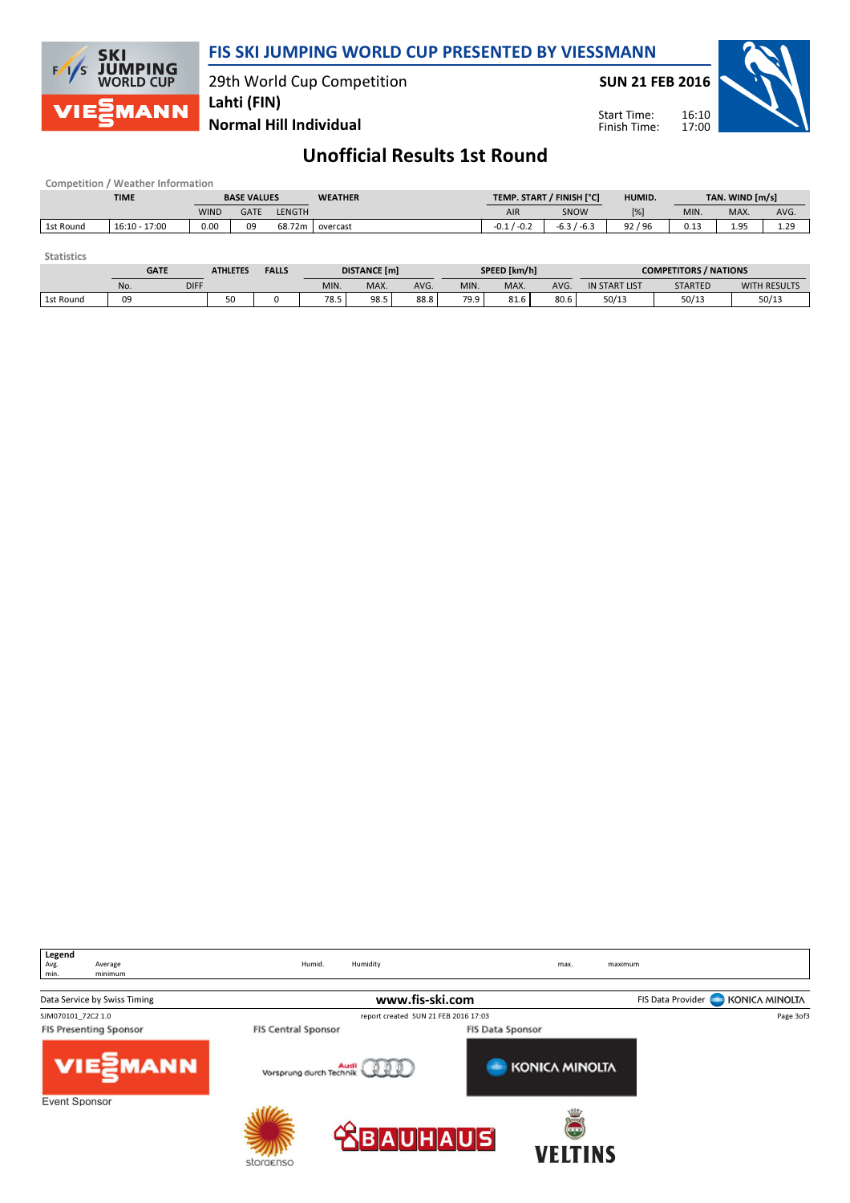# FIS SKI JUMPING WORLD CUP PRESENTED BY VIESSMANN

29th World Cup Competition
**Lahti (FIN)**
**Normal Hill Individual**

**SUN 21 FEB 2016**

Start Time: 16:10
Finish Time: 17:00

## Unofficial Results 1st Round

Competition / Weather Information

| | TIME | BASE VALUES | | | WEATHER | TEMP. START / FINISH [°C] | | HUMID. | TAN. WIND [m/s] | | |
|---|---|---|---|---|---|---|---|---|---|---|---|
| | | WIND | GATE | LENGTH | | AIR | SNOW | [%] | MIN. | MAX. | AVG. |
| 1st Round | 16:10 - 17:00 | 0.00 | 09 | 68.72m | overcast | -0.1 / -0.2 | -6.3 / -6.3 | 92 / 96 | 0.13 | 1.95 | 1.29 |

Statistics

| | GATE | | ATHLETES | FALLS | DISTANCE [m] | | | SPEED [km/h] | | | COMPETITORS / NATIONS | | |
|---|---|---|---|---|---|---|---|---|---|---|---|---|---|
| | No. | DIFF | | | MIN. | MAX. | AVG. | MIN. | MAX. | AVG. | IN START LIST | STARTED | WITH RESULTS |
| 1st Round | 09 | | 50 | 0 | 78.5 | 98.5 | 88.8 | 79.9 | 81.6 | 80.6 | 50/13 | 50/13 | 50/13 |

**Legend**
Avg. Average
min. minimum
Humid. Humidity
max. maximum

Data Service by Swiss Timing
www.fis-ski.com
FIS Data Provider KONICA MINOLTA
SJM070101_72C2 1.0
report created SUN 21 FEB 2016 17:03

FIS Presenting Sponsor: VIESSMANN
FIS Central Sponsor: Audi Vorsprung durch Technik
FIS Data Sponsor: KONICA MINOLTA
Event Sponsor: storaenso, BAUHAUS, VELTINS